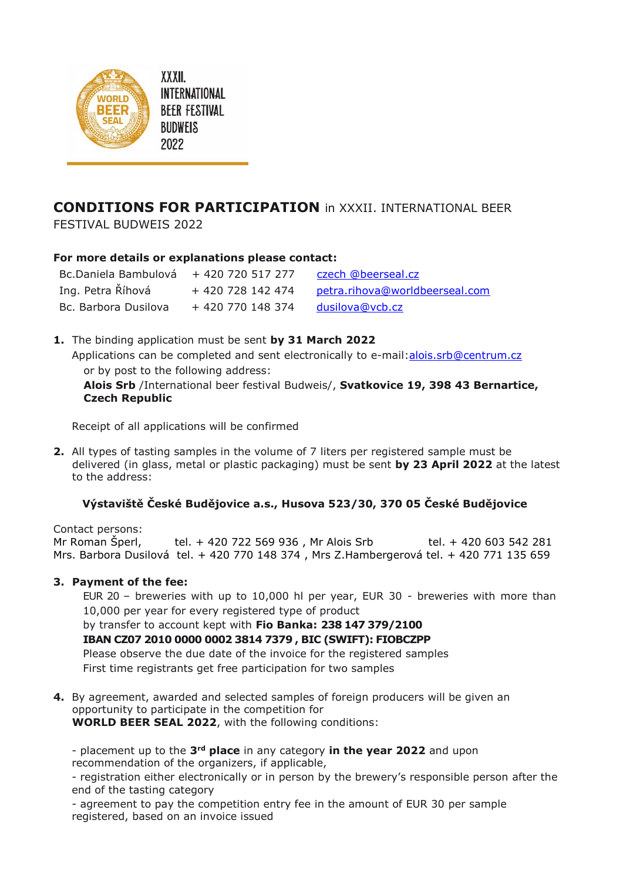XXXII. INTERNATIONAL BEER FESTIVAL BUDWEIS 2022

# **CONDITIONS FOR PARTICIPATION** in XXXII. INTERNATIONAL BEER FESTIVAL BUDWEIS 2022

**For more details or explanations please contact:**

| | | |
|---|---|---|
| Bc.Daniela Bambulová | + 420 720 517 277 | czech @beerseal.cz |
| Ing. Petra Říhová | + 420 728 142 474 | petra.rihova@worldbeerseal.com |
| Bc. Barbora Dusilova | + 420 770 148 374 | dusilova@vcb.cz |

1. The binding application must be sent **by 31 March 2022**
   Applications can be completed and sent electronically to e-mail:alois.srb@centrum.cz
   or by post to the following address:
   **Alois Srb** /International beer festival Budweis/, **Svatkovice 19, 398 43 Bernartice, Czech Republic**

   Receipt of all applications will be confirmed

2. All types of tasting samples in the volume of 7 liters per registered sample must be delivered (in glass, metal or plastic packaging) must be sent **by 23 April 2022** at the latest to the address:

   **Výstaviště České Budějovice a.s., Husova 523/30, 370 05 České Budějovice**

Contact persons:
Mr Roman Šperl, tel. + 420 722 569 936 , Mr Alois Srb tel. + 420 603 542 281
Mrs. Barbora Dusilová tel. + 420 770 148 374 , Mrs Z.Hambergerová tel. + 420 771 135 659

3. **Payment of the fee:**
   EUR 20 – breweries with up to 10,000 hl per year, EUR 30 - breweries with more than 10,000 per year for every registered type of product
   by transfer to account kept with **Fio Banka: 238 147 379/2100**
   **IBAN CZ07 2010 0000 0002 3814 7379 , BIC (SWIFT): FIOBCZPP**
   Please observe the due date of the invoice for the registered samples
   First time registrants get free participation for two samples

4. By agreement, awarded and selected samples of foreign producers will be given an opportunity to participate in the competition for
   **WORLD BEER SEAL 2022**, with the following conditions:

   - placement up to the **3rd place** in any category **in the year 2022** and upon recommendation of the organizers, if applicable,
   - registration either electronically or in person by the brewery's responsible person after the end of the tasting category
   - agreement to pay the competition entry fee in the amount of EUR 30 per sample registered, based on an invoice issued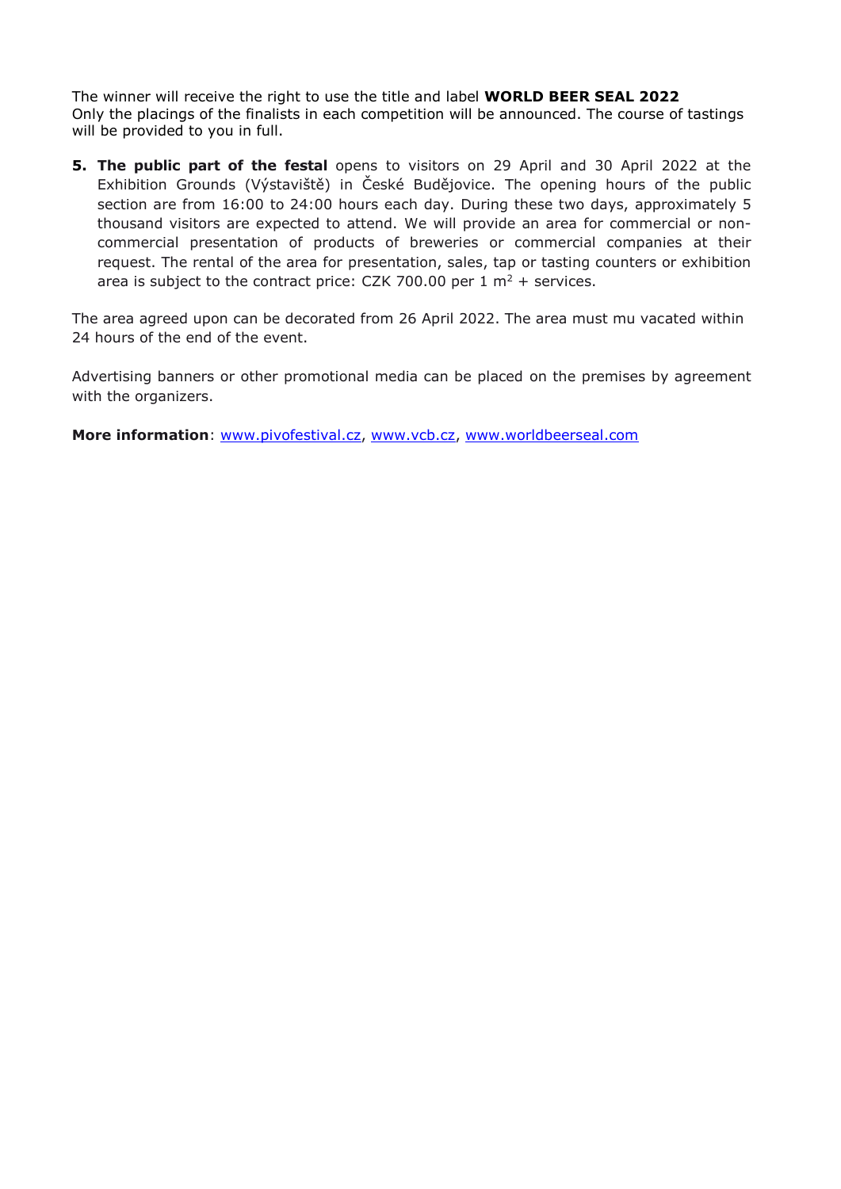The winner will receive the right to use the title and label **WORLD BEER SEAL 2022**
Only the placings of the finalists in each competition will be announced. The course of tastings will be provided to you in full.

5. **The public part of the festal** opens to visitors on 29 April and 30 April 2022 at the Exhibition Grounds (Výstaviště) in České Budějovice. The opening hours of the public section are from 16:00 to 24:00 hours each day. During these two days, approximately 5 thousand visitors are expected to attend. We will provide an area for commercial or non-commercial presentation of products of breweries or commercial companies at their request. The rental of the area for presentation, sales, tap or tasting counters or exhibition area is subject to the contract price: CZK 700.00 per 1 $m^2$ + services.

The area agreed upon can be decorated from 26 April 2022. The area must mu vacated within 24 hours of the end of the event.

Advertising banners or other promotional media can be placed on the premises by agreement with the organizers.

**More information**: www.pivofestival.cz, www.vcb.cz, www.worldbeerseal.com